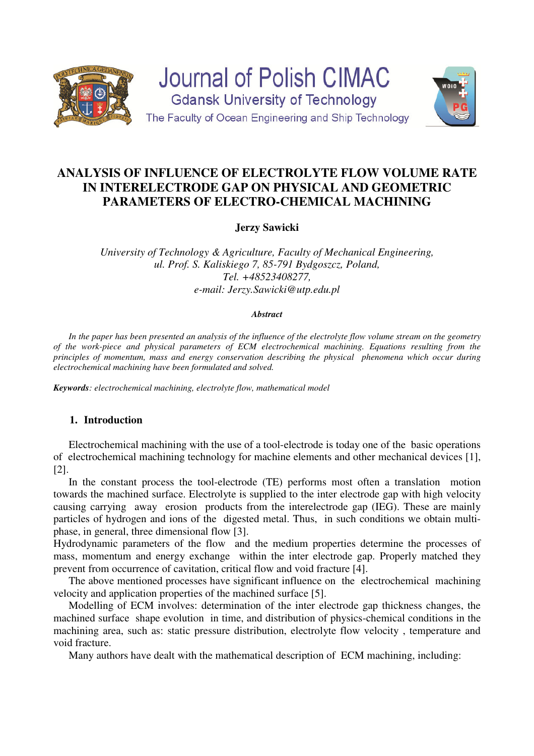# ANALYSIS OF INFLUENCE OF ELECTROLYTE FLOW VOLUME RATE IN INTERELECTRODE GAP ON PHYSICAL AND GEOMETRIC PARAMETERS OF ELECTRO-CHEMICAL MACHINING

**Jerzy Sawicki**

*University of Technology & Agriculture, Faculty of Mechanical Engineering,*
*ul. Prof. S. Kaliskiego 7, 85-791 Bydgoszcz, Poland,*
*Tel. +48523408277,*
*e-mail: Jerzy.Sawicki@utp.edu.pl*

***Abstract***

*In the paper has been presented an analysis of the influence of the electrolyte flow volume stream on the geometry of the work-piece and physical parameters of ECM electrochemical machining. Equations resulting from the principles of momentum, mass and energy conservation describing the physical phenomena which occur during electrochemical machining have been formulated and solved.*

***Keywords****: electrochemical machining, electrolyte flow, mathematical model*

## 1. Introduction

Electrochemical machining with the use of a tool-electrode is today one of the basic operations of electrochemical machining technology for machine elements and other mechanical devices [1], [2].

In the constant process the tool-electrode (TE) performs most often a translation motion towards the machined surface. Electrolyte is supplied to the inter electrode gap with high velocity causing carrying away erosion products from the interelectrode gap (IEG). These are mainly particles of hydrogen and ions of the digested metal. Thus, in such conditions we obtain multi-phase, in general, three dimensional flow [3].

Hydrodynamic parameters of the flow and the medium properties determine the processes of mass, momentum and energy exchange within the inter electrode gap. Properly matched they prevent from occurrence of cavitation, critical flow and void fracture [4].

The above mentioned processes have significant influence on the electrochemical machining velocity and application properties of the machined surface [5].

Modelling of ECM involves: determination of the inter electrode gap thickness changes, the machined surface shape evolution in time, and distribution of physics-chemical conditions in the machining area, such as: static pressure distribution, electrolyte flow velocity , temperature and void fracture.

Many authors have dealt with the mathematical description of ECM machining, including: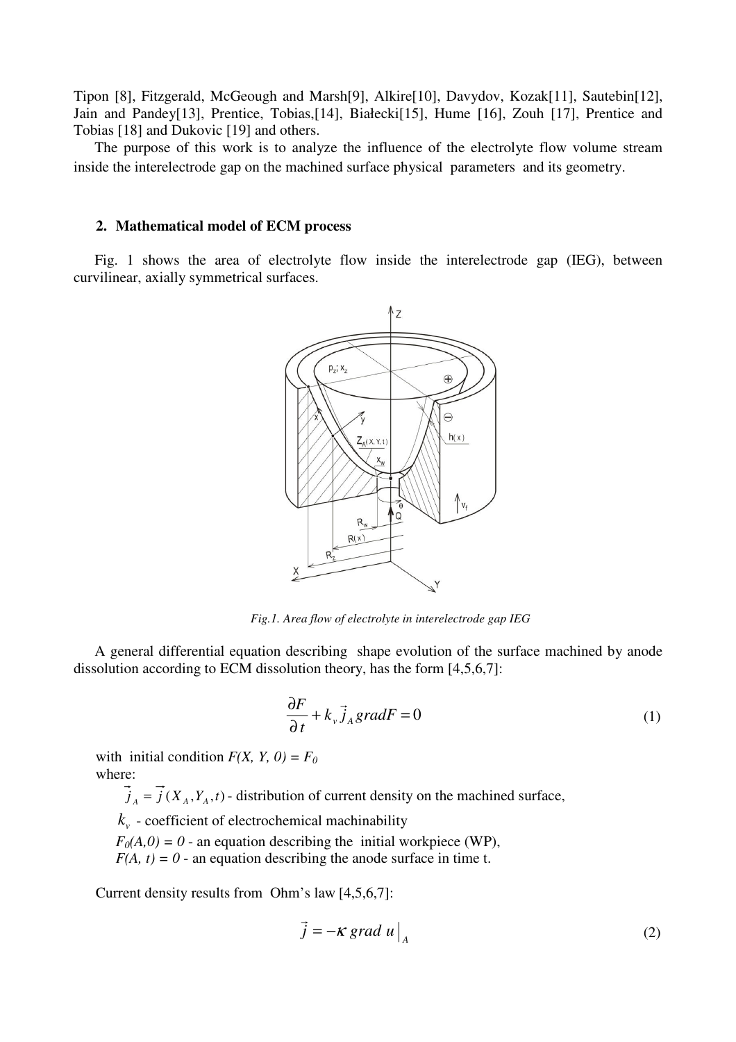Tipon [8], Fitzgerald, McGeough and Marsh[9], Alkire[10], Davydov, Kozak[11], Sautebin[12], Jain and Pandey[13], Prentice, Tobias,[14], Białecki[15], Hume [16], Zouh [17], Prentice and Tobias [18] and Dukovic [19] and others.

The purpose of this work is to analyze the influence of the electrolyte flow volume stream inside the interelectrode gap on the machined surface physical parameters and its geometry.

## 2. Mathematical model of ECM process

Fig. 1 shows the area of electrolyte flow inside the interelectrode gap (IEG), between curvilinear, axially symmetrical surfaces.

*Fig.1. Area flow of electrolyte in interelectrode gap IEG*

A general differential equation describing shape evolution of the surface machined by anode dissolution according to ECM dissolution theory, has the form [4,5,6,7]:

$$\frac{\partial F}{\partial t} + k_v \vec{j}_A \, gradF = 0 \tag{1}$$

with initial condition $F(X, Y, 0) = F_0$

where:

- $\vec{j}_A = \vec{j}(X_A, Y_A, t)$ - distribution of current density on the machined surface,
- $k_v$ - coefficient of electrochemical machinability
- $F_0(A,0) = 0$ - an equation describing the initial workpiece (WP),
- $F(A, t) = 0$ - an equation describing the anode surface in time t.

Current density results from Ohm's law [4,5,6,7]:

$$\vec{j} = -\kappa \, grad \, u \big|_A \tag{2}$$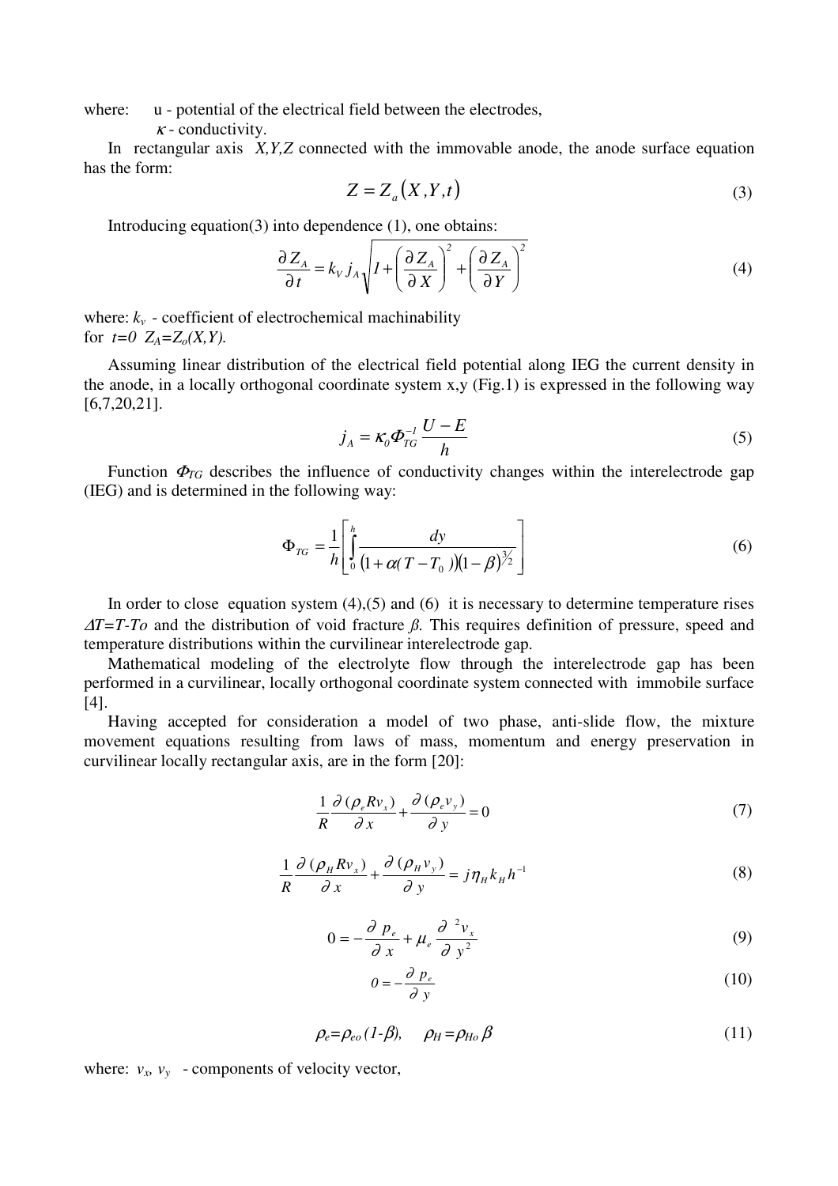where: u - potential of the electrical field between the electrodes,

$\kappa$ - conductivity.

In rectangular axis $X,Y,Z$ connected with the immovable anode, the anode surface equation has the form:

$$Z = Z_a\left(X,Y,t\right) \tag{3}$$

Introducing equation(3) into dependence (1), one obtains:

$$\frac{\partial Z_A}{\partial t} = k_V\, j_A \sqrt{1 + \left(\frac{\partial Z_A}{\partial X}\right)^2 + \left(\frac{\partial Z_A}{\partial Y}\right)^2} \tag{4}$$

where: $k_v$ - coefficient of electrochemical machinability

for $t=0$ $Z_A=Z_o(X,Y)$.

Assuming linear distribution of the electrical field potential along IEG the current density in the anode, in a locally orthogonal coordinate system x,y (Fig.1) is expressed in the following way [6,7,20,21].

$$j_A = \kappa_0 \Phi_{TG}^{-1} \frac{U-E}{h} \tag{5}$$

Function $\Phi_{TG}$ describes the influence of conductivity changes within the interelectrode gap (IEG) and is determined in the following way:

$$\Phi_{TG} = \frac{1}{h}\left[\int_0^h \frac{dy}{\left(1+\alpha(T-T_0)\right)\left(1-\beta\right)^{3/2}}\right] \tag{6}$$

In order to close equation system (4),(5) and (6) it is necessary to determine temperature rises $\Delta T=T-To$ and the distribution of void fracture $\beta$. This requires definition of pressure, speed and temperature distributions within the curvilinear interelectrode gap.

Mathematical modeling of the electrolyte flow through the interelectrode gap has been performed in a curvilinear, locally orthogonal coordinate system connected with immobile surface [4].

Having accepted for consideration a model of two phase, anti-slide flow, the mixture movement equations resulting from laws of mass, momentum and energy preservation in curvilinear locally rectangular axis, are in the form [20]:

$$\frac{1}{R}\frac{\partial(\rho_e R v_x)}{\partial x} + \frac{\partial(\rho_e v_y)}{\partial y} = 0 \tag{7}$$

$$\frac{1}{R}\frac{\partial(\rho_H R v_x)}{\partial x} + \frac{\partial(\rho_H v_y)}{\partial y} = j\eta_H k_H h^{-1} \tag{8}$$

$$0 = -\frac{\partial\, p_e}{\partial\, x} + \mu_e \frac{\partial^{\,2} v_x}{\partial\, y^2} \tag{9}$$

$$0 = -\frac{\partial\, p_e}{\partial\, y} \tag{10}$$

$$\rho_e=\rho_{eo}\,(1-\beta), \qquad \rho_H=\rho_{Ho}\,\beta \tag{11}$$

where: $v_x$, $v_y$ - components of velocity vector,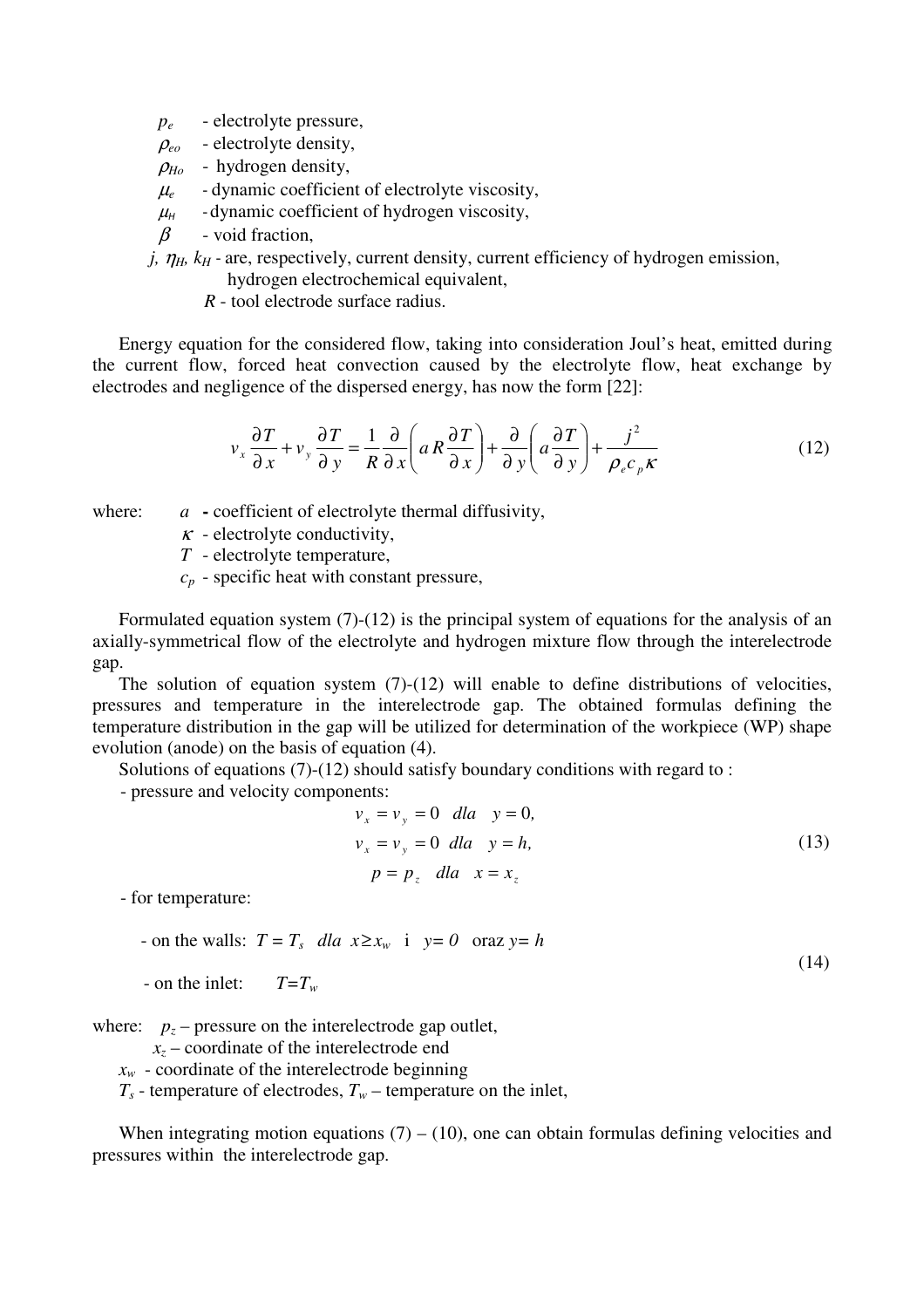$p_e$ - electrolyte pressure,
$\rho_{eo}$ - electrolyte density,
$\rho_{Ho}$ - hydrogen density,
$\mu_e$ - dynamic coefficient of electrolyte viscosity,
$\mu_H$ - dynamic coefficient of hydrogen viscosity,
$\beta$ - void fraction,
$j$, $\eta_H$, $k_H$ - are, respectively, current density, current efficiency of hydrogen emission, hydrogen electrochemical equivalent,
$R$ - tool electrode surface radius.

Energy equation for the considered flow, taking into consideration Joul's heat, emitted during the current flow, forced heat convection caused by the electrolyte flow, heat exchange by electrodes and negligence of the dispersed energy, has now the form [22]:

$$v_x \frac{\partial T}{\partial x} + v_y \frac{\partial T}{\partial y} = \frac{1}{R} \frac{\partial}{\partial x}\left( a R \frac{\partial T}{\partial x} \right) + \frac{\partial}{\partial y}\left( a \frac{\partial T}{\partial y} \right) + \frac{j^2}{\rho_e c_p \kappa} \tag{12}$$

where: $a$ - coefficient of electrolyte thermal diffusivity,
$\kappa$ - electrolyte conductivity,
$T$ - electrolyte temperature,
$c_p$ - specific heat with constant pressure,

Formulated equation system (7)-(12) is the principal system of equations for the analysis of an axially-symmetrical flow of the electrolyte and hydrogen mixture flow through the interelectrode gap.

The solution of equation system (7)-(12) will enable to define distributions of velocities, pressures and temperature in the interelectrode gap. The obtained formulas defining the temperature distribution in the gap will be utilized for determination of the workpiece (WP) shape evolution (anode) on the basis of equation (4).

Solutions of equations (7)-(12) should satisfy boundary conditions with regard to :

- pressure and velocity components:

$$\begin{aligned} v_x = v_y &= 0 \quad dla \quad y = 0, \\ v_x = v_y &= 0 \quad dla \quad y = h, \\ p &= p_z \quad dla \quad x = x_z \end{aligned} \tag{13}$$

- for temperature:

$$\begin{aligned} &\text{- on the walls: } T = T_s \quad dla \;\; x \geq x_w \;\; \text{i} \;\; y = 0 \;\; \text{oraz } y = h \\ &\text{- on the inlet: } \quad T = T_w \end{aligned} \tag{14}$$

where: $p_z$ – pressure on the interelectrode gap outlet,
$x_z$ – coordinate of the interelectrode end
$x_w$ - coordinate of the interelectrode beginning
$T_s$ - temperature of electrodes, $T_w$ – temperature on the inlet,

When integrating motion equations (7) – (10), one can obtain formulas defining velocities and pressures within the interelectrode gap.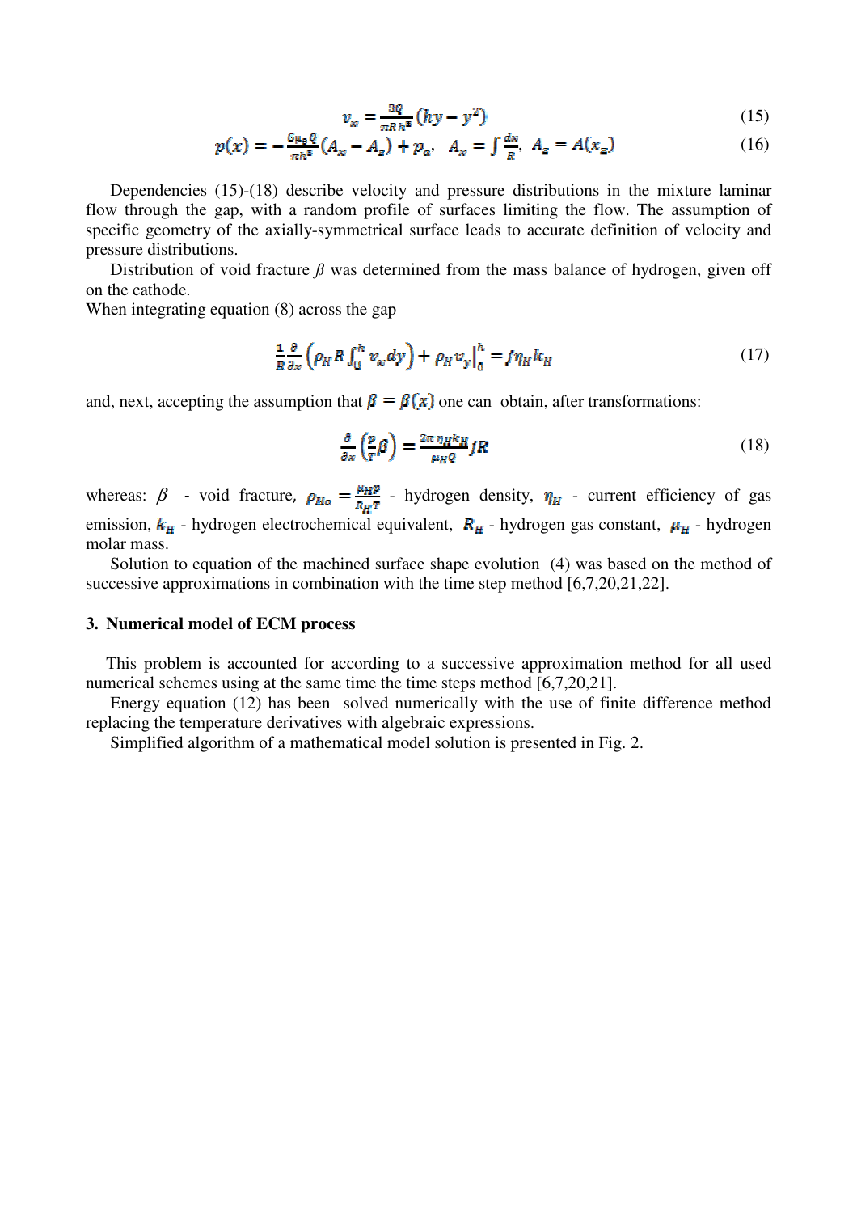$$v_x = \frac{3Q}{\pi R h^3}(hy - y^2) \tag{15}$$

$$p(x) = -\frac{6\mu_e Q}{\pi h^3}(A_x - A_z) + p_a, \quad A_x = \int \frac{dx}{R}, \; A_z = A(x_z) \tag{16}$$

Dependencies (15)-(18) describe velocity and pressure distributions in the mixture laminar flow through the gap, with a random profile of surfaces limiting the flow. The assumption of specific geometry of the axially-symmetrical surface leads to accurate definition of velocity and pressure distributions.

Distribution of void fracture $\beta$ was determined from the mass balance of hydrogen, given off on the cathode.

When integrating equation (8) across the gap

$$\frac{1}{R}\frac{\partial}{\partial x}\left(\rho_H R \int_0^h v_x dy\right) + \rho_H v_y\Big|_0^h = j\eta_H k_H \tag{17}$$

and, next, accepting the assumption that $\beta = \beta(x)$ one can obtain, after transformations:

$$\frac{\partial}{\partial x}\left(\frac{p}{T}\beta\right) = \frac{2\pi \eta_H k_H}{\mu_H Q} jR \tag{18}$$

whereas: $\beta$ - void fracture, $\rho_{Ho} = \frac{\mu_H p}{R_H T}$ - hydrogen density, $\eta_H$ - current efficiency of gas emission, $k_H$ - hydrogen electrochemical equivalent, $R_H$ - hydrogen gas constant, $\mu_H$ - hydrogen molar mass.

Solution to equation of the machined surface shape evolution (4) was based on the method of successive approximations in combination with the time step method [6,7,20,21,22].

## 3. Numerical model of ECM process

This problem is accounted for according to a successive approximation method for all used numerical schemes using at the same time the time steps method [6,7,20,21].

Energy equation (12) has been solved numerically with the use of finite difference method replacing the temperature derivatives with algebraic expressions.

Simplified algorithm of a mathematical model solution is presented in Fig. 2.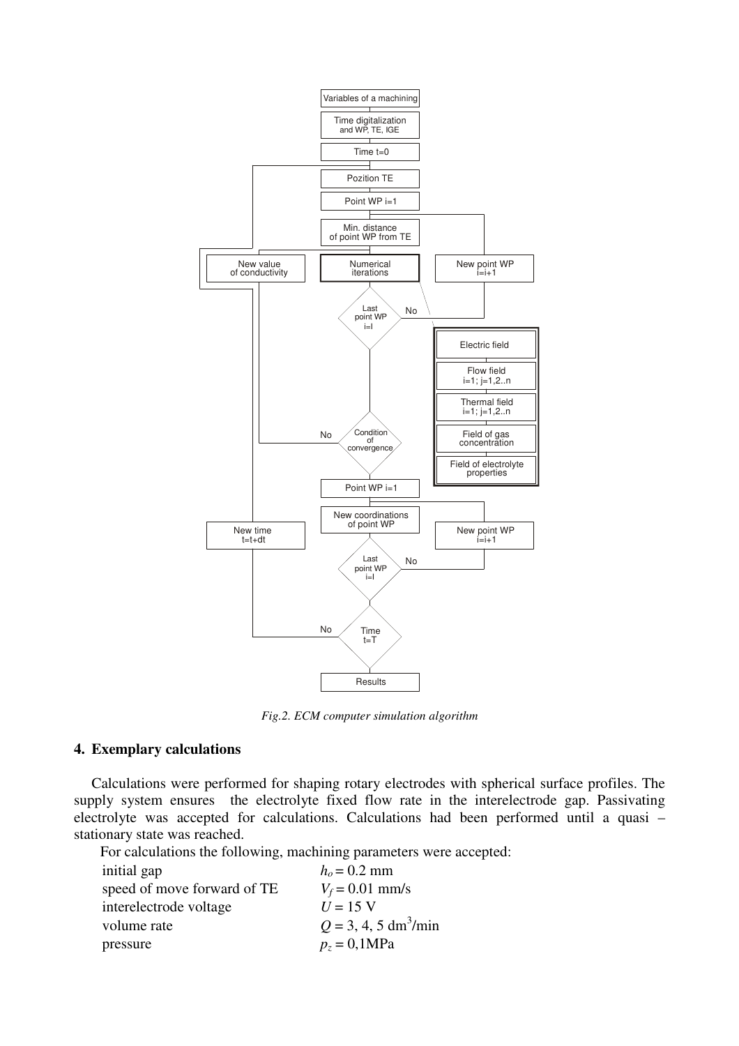*Fig.2. ECM computer simulation algorithm*

## 4. Exemplary calculations

Calculations were performed for shaping rotary electrodes with spherical surface profiles. The supply system ensures the electrolyte fixed flow rate in the interelectrode gap. Passivating electrolyte was accepted for calculations. Calculations had been performed until a quasi – stationary state was reached.

For calculations the following, machining parameters were accepted:

| | |
|---|---|
| initial gap | $h_o = 0.2$ mm |
| speed of move forward of TE | $V_f = 0.01$ mm/s |
| interelectrode voltage | $U = 15$ V |
| volume rate | $Q = 3, 4, 5$ dm$^3$/min |
| pressure | $p_z = 0{,}1$MPa |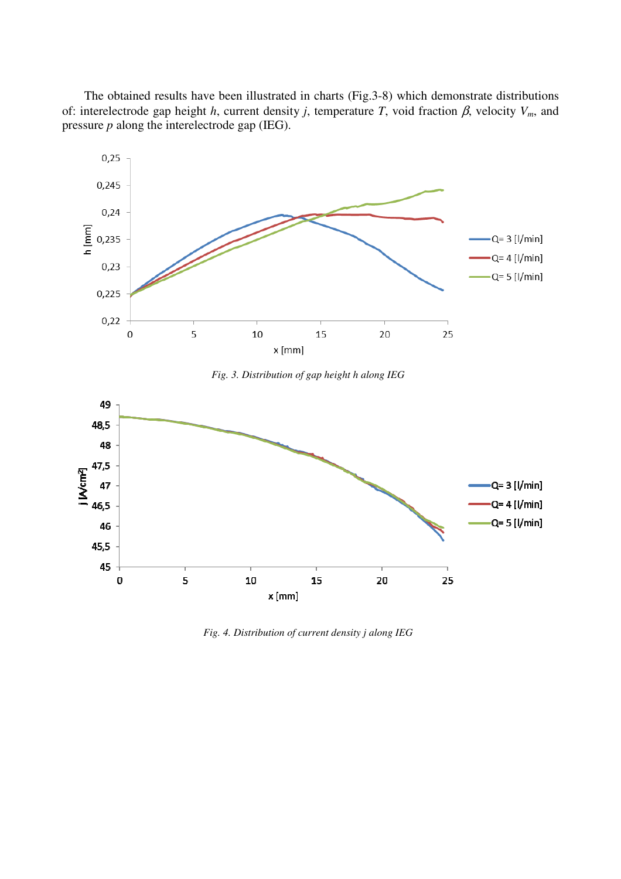The obtained results have been illustrated in charts (Fig.3-8) which demonstrate distributions of: interelectrode gap height $h$, current density $j$, temperature $T$, void fraction $\beta$, velocity $V_m$, and pressure $p$ along the interelectrode gap (IEG).

*Fig. 3. Distribution of gap height h along IEG*

*Fig. 4. Distribution of current density j along IEG*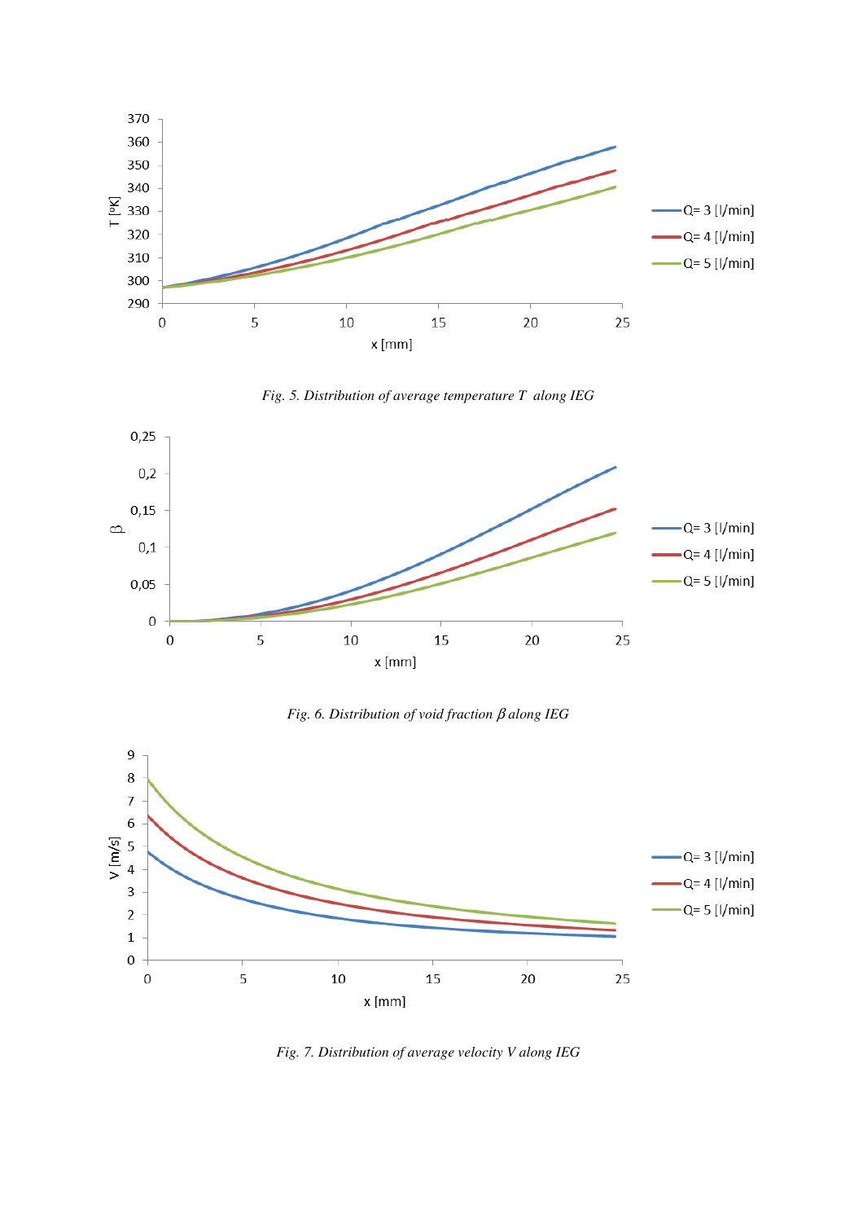*Fig. 5. Distribution of average temperature T along IEG*

*Fig. 6. Distribution of void fraction $\beta$ along IEG*

*Fig. 7. Distribution of average velocity V along IEG*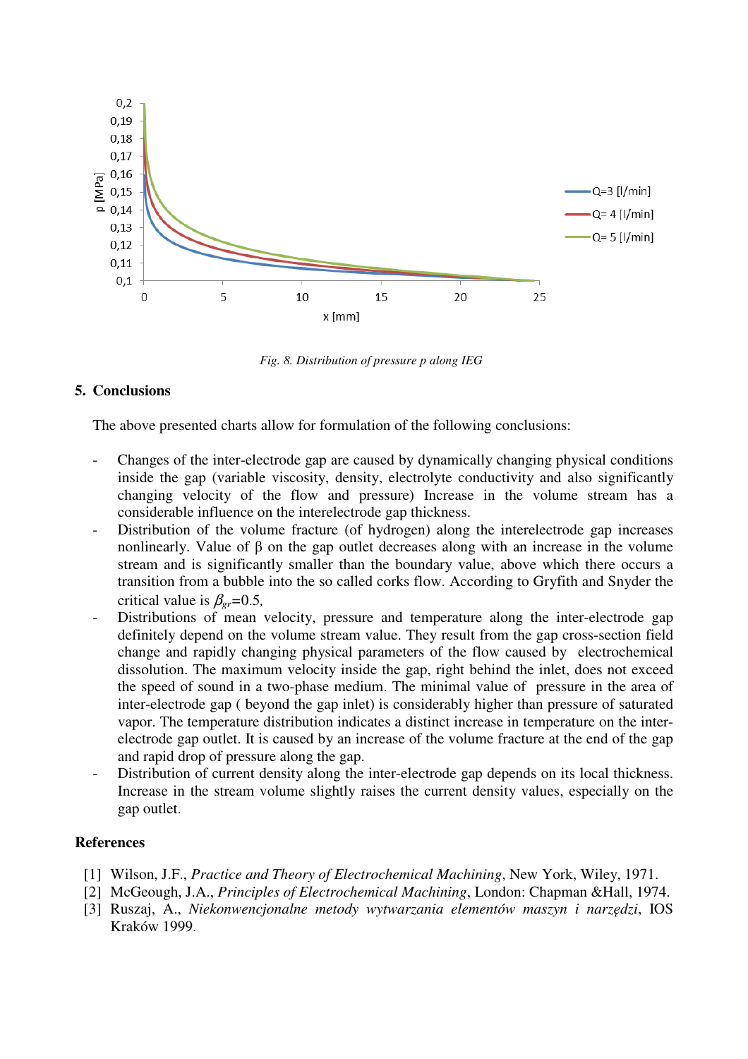*Fig. 8. Distribution of pressure p along IEG*

## 5. Conclusions

The above presented charts allow for formulation of the following conclusions:

- Changes of the inter-electrode gap are caused by dynamically changing physical conditions inside the gap (variable viscosity, density, electrolyte conductivity and also significantly changing velocity of the flow and pressure) Increase in the volume stream has a considerable influence on the interelectrode gap thickness.
- Distribution of the volume fracture (of hydrogen) along the interelectrode gap increases nonlinearly. Value of β on the gap outlet decreases along with an increase in the volume stream and is significantly smaller than the boundary value, above which there occurs a transition from a bubble into the so called corks flow. According to Gryfith and Snyder the critical value is $\beta_{gr}$=0.5,
- Distributions of mean velocity, pressure and temperature along the inter-electrode gap definitely depend on the volume stream value. They result from the gap cross-section field change and rapidly changing physical parameters of the flow caused by electrochemical dissolution. The maximum velocity inside the gap, right behind the inlet, does not exceed the speed of sound in a two-phase medium. The minimal value of pressure in the area of inter-electrode gap ( beyond the gap inlet) is considerably higher than pressure of saturated vapor. The temperature distribution indicates a distinct increase in temperature on the inter-electrode gap outlet. It is caused by an increase of the volume fracture at the end of the gap and rapid drop of pressure along the gap.
- Distribution of current density along the inter-electrode gap depends on its local thickness. Increase in the stream volume slightly raises the current density values, especially on the gap outlet.

## References

[1] Wilson, J.F., *Practice and Theory of Electrochemical Machining*, New York, Wiley, 1971.
[2] McGeough, J.A., *Principles of Electrochemical Machining*, London: Chapman &Hall, 1974.
[3] Ruszaj, A., *Niekonwencjonalne metody wytwarzania elementów maszyn i narzędzi*, IOS Kraków 1999.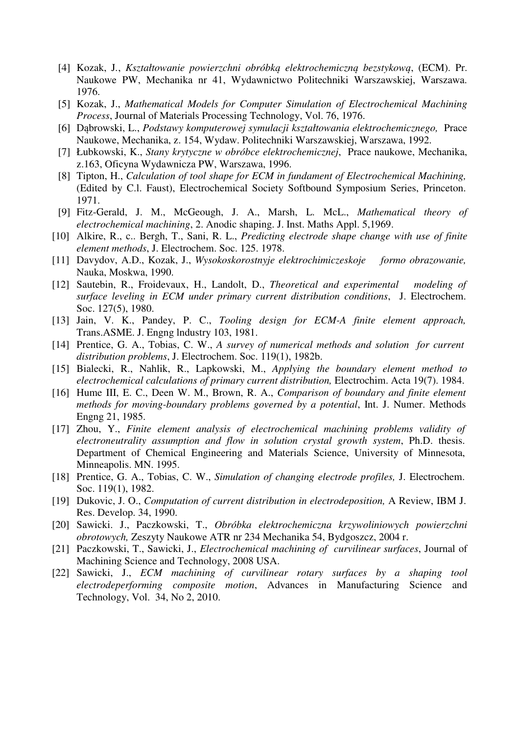[4] Kozak, J., *Kształtowanie powierzchni obróbką elektrochemiczną bezstykową*, (ECM). Pr. Naukowe PW, Mechanika nr 41, Wydawnictwo Politechniki Warszawskiej, Warszawa. 1976.

[5] Kozak, J., *Mathematical Models for Computer Simulation of Electrochemical Machining Process*, Journal of Materials Processing Technology, Vol. 76, 1976.

[6] Dąbrowski, L., *Podstawy komputerowej symulacji kształtowania elektrochemicznego,* Prace Naukowe, Mechanika, z. 154, Wydaw. Politechniki Warszawskiej, Warszawa, 1992.

[7] Łubkowski, K., *Stany krytyczne w obróbce elektrochemicznej*, Prace naukowe, Mechanika, z.163, Oficyna Wydawnicza PW, Warszawa, 1996.

[8] Tipton, H., *Calculation of tool shape for ECM in fundament of Electrochemical Machining,* (Edited by C.l. Faust), Electrochemical Society Softbound Symposium Series, Princeton. 1971.

[9] Fitz-Gerald, J. M., McGeough, J. A., Marsh, L. McL., *Mathematical theory of electrochemical machining*, 2. Anodic shaping. J. Inst. Maths Appl. 5,1969.

[10] Alkire, R., c.. Bergh, T., Sani, R. L., *Predicting electrode shape change with use of finite element methods*, J. Electrochem. Soc. 125. 1978.

[11] Davydov, A.D., Kozak, J., *Wysokoskorostnyje elektrochimiczeskoje formo obrazowanie,* Nauka, Moskwa, 1990.

[12] Sautebin, R., Froidevaux, H., Landolt, D., *Theoretical and experimental modeling of surface leveling in ECM under primary current distribution conditions*, J. Electrochem. Soc. 127(5), 1980.

[13] Jain, V. K., Pandey, P. C., *Tooling design for ECM-A finite element approach,* Trans.ASME. J. Engng lndustry 103, 1981.

[14] Prentice, G. A., Tobias, C. W., *A survey of numerical methods and solution for current distribution problems*, J. Electrochem. Soc. 119(1), 1982b.

[15] Bialecki, R., Nahlik, R., Lapkowski, M., *Applying the boundary element method to electrochemical calculations of primary current distribution,* Electrochim. Acta 19(7). 1984.

[16] Hume III, E. C., Deen W. M., Brown, R. A., *Comparison of boundary and finite element methods for moving-boundary problems governed by a potential*, Int. J. Numer. Methods Engng 21, 1985.

[17] Zhou, Y., *Finite element analysis of electrochemical machining problems validity of electroneutrality assumption and flow in solution crystal growth system*, Ph.D. thesis. Department of Chemical Engineering and Materials Science, University of Minnesota, Minneapolis. MN. 1995.

[18] Prentice, G. A., Tobias, C. W., *Simulation of changing electrode profiles,* J. Electrochem. Soc. 119(1), 1982.

[19] Dukovic, J. O., *Computation of current distribution in electrodeposition,* A Review, IBM J. Res. Develop. 34, 1990.

[20] Sawicki. J., Paczkowski, T., *Obróbka elektrochemiczna krzywoliniowych powierzchni obrotowych,* Zeszyty Naukowe ATR nr 234 Mechanika 54, Bydgoszcz, 2004 r.

[21] Paczkowski, T., Sawicki, J., *Electrochemical machining of curvilinear surfaces*, Journal of Machining Science and Technology, 2008 USA.

[22] Sawicki, J., *ECM machining of curvilinear rotary surfaces by a shaping tool electrodeperforming composite motion*, Advances in Manufacturing Science and Technology, Vol. 34, No 2, 2010.